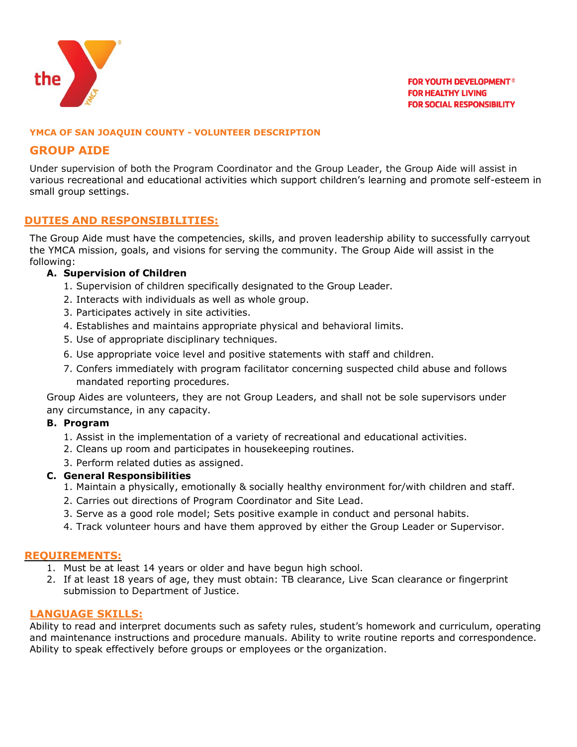FOR YOUTH DEVELOPMENT®
FOR HEALTHY LIVING
FOR SOCIAL RESPONSIBILITY

**YMCA OF SAN JOAQUIN COUNTY - VOLUNTEER DESCRIPTION**

# GROUP AIDE

Under supervision of both the Program Coordinator and the Group Leader, the Group Aide will assist in various recreational and educational activities which support children's learning and promote self-esteem in small group settings.

## DUTIES AND RESPONSIBILITIES:

The Group Aide must have the competencies, skills, and proven leadership ability to successfully carryout the YMCA mission, goals, and visions for serving the community. The Group Aide will assist in the following:

**A. Supervision of Children**

1. Supervision of children specifically designated to the Group Leader.
2. Interacts with individuals as well as whole group.
3. Participates actively in site activities.
4. Establishes and maintains appropriate physical and behavioral limits.
5. Use of appropriate disciplinary techniques.
6. Use appropriate voice level and positive statements with staff and children.
7. Confers immediately with program facilitator concerning suspected child abuse and follows mandated reporting procedures.

Group Aides are volunteers, they are not Group Leaders, and shall not be sole supervisors under any circumstance, in any capacity.

**B. Program**

1. Assist in the implementation of a variety of recreational and educational activities.
2. Cleans up room and participates in housekeeping routines.
3. Perform related duties as assigned.

**C. General Responsibilities**

1. Maintain a physically, emotionally & socially healthy environment for/with children and staff.
2. Carries out directions of Program Coordinator and Site Lead.
3. Serve as a good role model; Sets positive example in conduct and personal habits.
4. Track volunteer hours and have them approved by either the Group Leader or Supervisor.

## REQUIREMENTS:

1. Must be at least 14 years or older and have begun high school.
2. If at least 18 years of age, they must obtain: TB clearance, Live Scan clearance or fingerprint submission to Department of Justice.

## LANGUAGE SKILLS:

Ability to read and interpret documents such as safety rules, student's homework and curriculum, operating and maintenance instructions and procedure manuals. Ability to write routine reports and correspondence. Ability to speak effectively before groups or employees or the organization.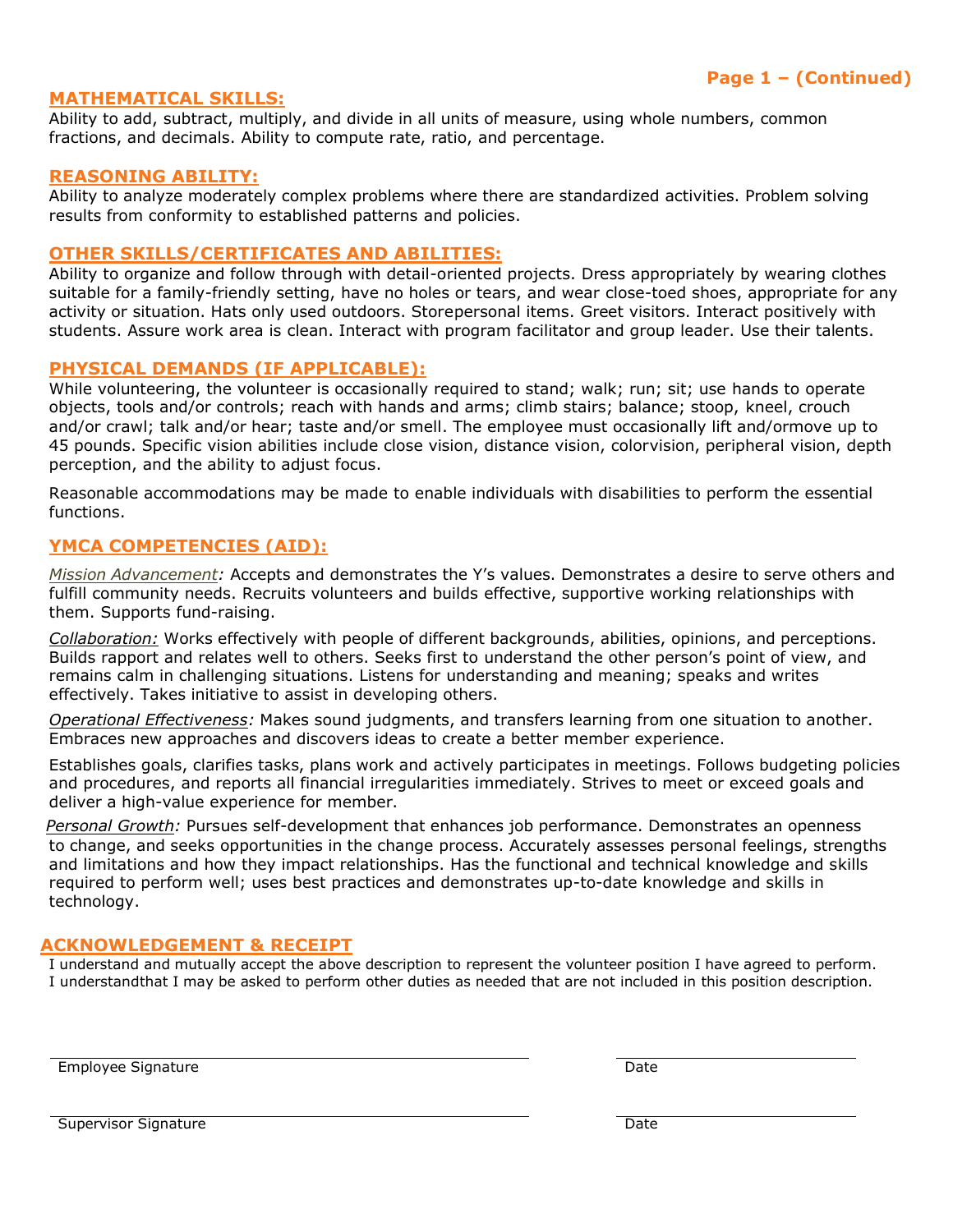**Page 1 – (Continued)**

## MATHEMATICAL SKILLS:

Ability to add, subtract, multiply, and divide in all units of measure, using whole numbers, common fractions, and decimals. Ability to compute rate, ratio, and percentage.

## REASONING ABILITY:

Ability to analyze moderately complex problems where there are standardized activities. Problem solving results from conformity to established patterns and policies.

## OTHER SKILLS/CERTIFICATES AND ABILITIES:

Ability to organize and follow through with detail-oriented projects. Dress appropriately by wearing clothes suitable for a family-friendly setting, have no holes or tears, and wear close-toed shoes, appropriate for any activity or situation. Hats only used outdoors. Storepersonal items. Greet visitors. Interact positively with students. Assure work area is clean. Interact with program facilitator and group leader. Use their talents.

## PHYSICAL DEMANDS (IF APPLICABLE):

While volunteering, the volunteer is occasionally required to stand; walk; run; sit; use hands to operate objects, tools and/or controls; reach with hands and arms; climb stairs; balance; stoop, kneel, crouch and/or crawl; talk and/or hear; taste and/or smell. The employee must occasionally lift and/ormove up to 45 pounds. Specific vision abilities include close vision, distance vision, colorvision, peripheral vision, depth perception, and the ability to adjust focus.

Reasonable accommodations may be made to enable individuals with disabilities to perform the essential functions.

## YMCA COMPETENCIES (AID):

*Mission Advancement:* Accepts and demonstrates the Y's values. Demonstrates a desire to serve others and fulfill community needs. Recruits volunteers and builds effective, supportive working relationships with them. Supports fund-raising.

*Collaboration:* Works effectively with people of different backgrounds, abilities, opinions, and perceptions. Builds rapport and relates well to others. Seeks first to understand the other person's point of view, and remains calm in challenging situations. Listens for understanding and meaning; speaks and writes effectively. Takes initiative to assist in developing others.

*Operational Effectiveness:* Makes sound judgments, and transfers learning from one situation to another. Embraces new approaches and discovers ideas to create a better member experience.

Establishes goals, clarifies tasks, plans work and actively participates in meetings. Follows budgeting policies and procedures, and reports all financial irregularities immediately. Strives to meet or exceed goals and deliver a high-value experience for member.

*Personal Growth:* Pursues self-development that enhances job performance. Demonstrates an openness to change, and seeks opportunities in the change process. Accurately assesses personal feelings, strengths and limitations and how they impact relationships. Has the functional and technical knowledge and skills required to perform well; uses best practices and demonstrates up-to-date knowledge and skills in technology.

## ACKNOWLEDGEMENT & RECEIPT

I understand and mutually accept the above description to represent the volunteer position I have agreed to perform. I understandthat I may be asked to perform other duties as needed that are not included in this position description.

Employee Signature ______________________ Date ____________

Supervisor Signature ______________________ Date ____________